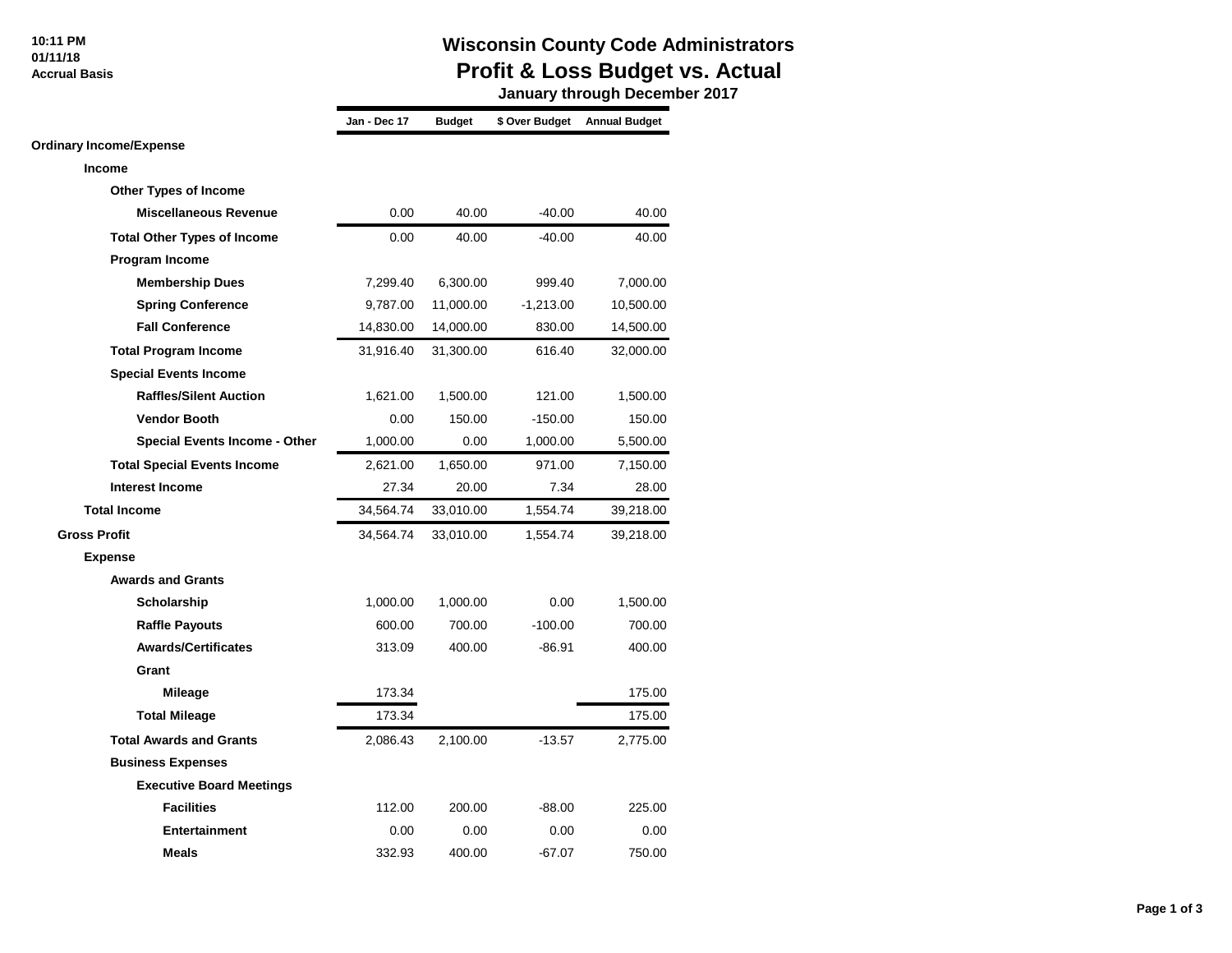# Wisconsin County Code Administrators

## Profit & Loss Budget vs. Actual

### January through December 2017

10:11 PM
01/11/18
Accrual Basis

| | Jan - Dec 17 | Budget | $ Over Budget | Annual Budget |
|---|---|---|---|---|
| **Ordinary Income/Expense** | | | | |
| **Income** | | | | |
| **Other Types of Income** | | | | |
| **Miscellaneous Revenue** | 0.00 | 40.00 | -40.00 | 40.00 |
| **Total Other Types of Income** | 0.00 | 40.00 | -40.00 | 40.00 |
| **Program Income** | | | | |
| **Membership Dues** | 7,299.40 | 6,300.00 | 999.40 | 7,000.00 |
| **Spring Conference** | 9,787.00 | 11,000.00 | -1,213.00 | 10,500.00 |
| **Fall Conference** | 14,830.00 | 14,000.00 | 830.00 | 14,500.00 |
| **Total Program Income** | 31,916.40 | 31,300.00 | 616.40 | 32,000.00 |
| **Special Events Income** | | | | |
| **Raffles/Silent Auction** | 1,621.00 | 1,500.00 | 121.00 | 1,500.00 |
| **Vendor Booth** | 0.00 | 150.00 | -150.00 | 150.00 |
| **Special Events Income - Other** | 1,000.00 | 0.00 | 1,000.00 | 5,500.00 |
| **Total Special Events Income** | 2,621.00 | 1,650.00 | 971.00 | 7,150.00 |
| **Interest Income** | 27.34 | 20.00 | 7.34 | 28.00 |
| **Total Income** | 34,564.74 | 33,010.00 | 1,554.74 | 39,218.00 |
| **Gross Profit** | 34,564.74 | 33,010.00 | 1,554.74 | 39,218.00 |
| **Expense** | | | | |
| **Awards and Grants** | | | | |
| **Scholarship** | 1,000.00 | 1,000.00 | 0.00 | 1,500.00 |
| **Raffle Payouts** | 600.00 | 700.00 | -100.00 | 700.00 |
| **Awards/Certificates** | 313.09 | 400.00 | -86.91 | 400.00 |
| **Grant** | | | | |
| **Mileage** | 173.34 | | | 175.00 |
| **Total Mileage** | 173.34 | | | 175.00 |
| **Total Awards and Grants** | 2,086.43 | 2,100.00 | -13.57 | 2,775.00 |
| **Business Expenses** | | | | |
| **Executive Board Meetings** | | | | |
| **Facilities** | 112.00 | 200.00 | -88.00 | 225.00 |
| **Entertainment** | 0.00 | 0.00 | 0.00 | 0.00 |
| **Meals** | 332.93 | 400.00 | -67.07 | 750.00 |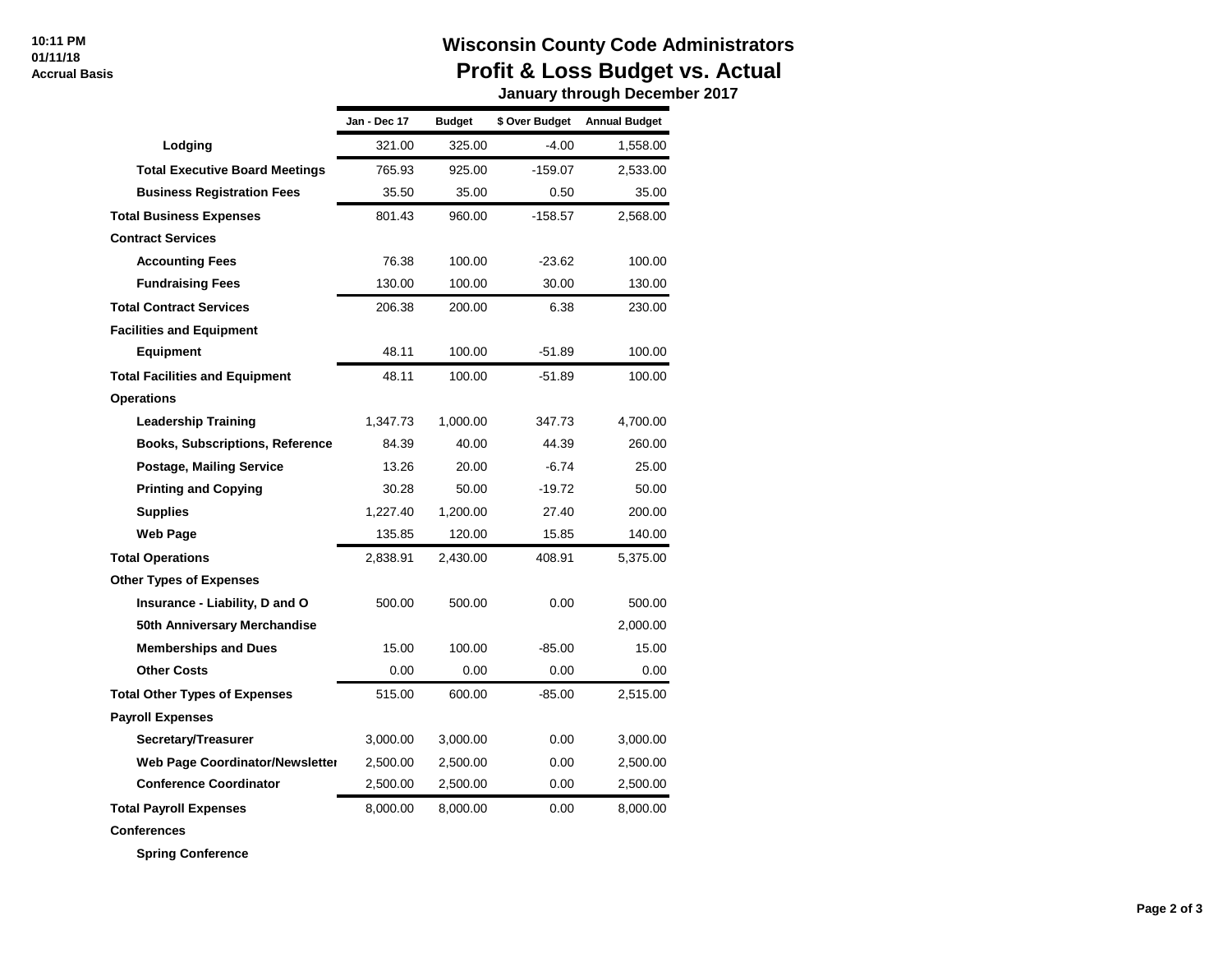# Wisconsin County Code Administrators

## Profit & Loss Budget vs. Actual

### January through December 2017

| | Jan - Dec 17 | Budget | $ Over Budget | Annual Budget |
|---|---|---|---|---|
| Lodging | 321.00 | 325.00 | -4.00 | 1,558.00 |
| Total Executive Board Meetings | 765.93 | 925.00 | -159.07 | 2,533.00 |
| Business Registration Fees | 35.50 | 35.00 | 0.50 | 35.00 |
| **Total Business Expenses** | 801.43 | 960.00 | -158.57 | 2,568.00 |
| **Contract Services** | | | | |
| Accounting Fees | 76.38 | 100.00 | -23.62 | 100.00 |
| Fundraising Fees | 130.00 | 100.00 | 30.00 | 130.00 |
| **Total Contract Services** | 206.38 | 200.00 | 6.38 | 230.00 |
| **Facilities and Equipment** | | | | |
| Equipment | 48.11 | 100.00 | -51.89 | 100.00 |
| **Total Facilities and Equipment** | 48.11 | 100.00 | -51.89 | 100.00 |
| **Operations** | | | | |
| Leadership Training | 1,347.73 | 1,000.00 | 347.73 | 4,700.00 |
| Books, Subscriptions, Reference | 84.39 | 40.00 | 44.39 | 260.00 |
| Postage, Mailing Service | 13.26 | 20.00 | -6.74 | 25.00 |
| Printing and Copying | 30.28 | 50.00 | -19.72 | 50.00 |
| Supplies | 1,227.40 | 1,200.00 | 27.40 | 200.00 |
| Web Page | 135.85 | 120.00 | 15.85 | 140.00 |
| **Total Operations** | 2,838.91 | 2,430.00 | 408.91 | 5,375.00 |
| **Other Types of Expenses** | | | | |
| Insurance - Liability, D and O | 500.00 | 500.00 | 0.00 | 500.00 |
| 50th Anniversary Merchandise | | | | 2,000.00 |
| Memberships and Dues | 15.00 | 100.00 | -85.00 | 15.00 |
| Other Costs | 0.00 | 0.00 | 0.00 | 0.00 |
| **Total Other Types of Expenses** | 515.00 | 600.00 | -85.00 | 2,515.00 |
| **Payroll Expenses** | | | | |
| Secretary/Treasurer | 3,000.00 | 3,000.00 | 0.00 | 3,000.00 |
| Web Page Coordinator/Newsletter | 2,500.00 | 2,500.00 | 0.00 | 2,500.00 |
| Conference Coordinator | 2,500.00 | 2,500.00 | 0.00 | 2,500.00 |
| **Total Payroll Expenses** | 8,000.00 | 8,000.00 | 0.00 | 8,000.00 |
| **Conferences** | | | | |
| Spring Conference | | | | |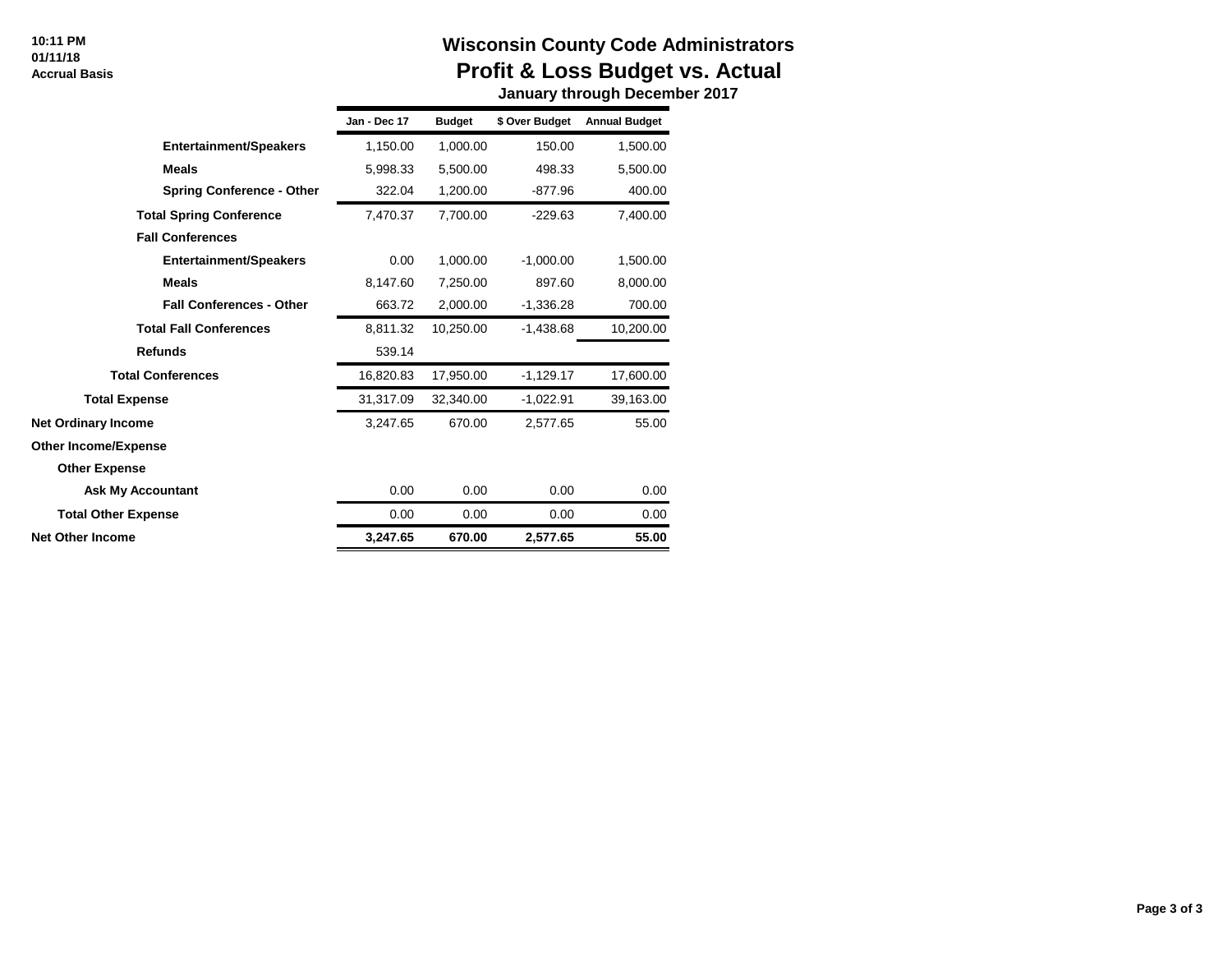# Wisconsin County Code Administrators

## Profit & Loss Budget vs. Actual

### January through December 2017

| | Jan - Dec 17 | Budget | $ Over Budget | Annual Budget |
|---|---|---|---|---|
| Entertainment/Speakers | 1,150.00 | 1,000.00 | 150.00 | 1,500.00 |
| Meals | 5,998.33 | 5,500.00 | 498.33 | 5,500.00 |
| Spring Conference - Other | 322.04 | 1,200.00 | -877.96 | 400.00 |
| Total Spring Conference | 7,470.37 | 7,700.00 | -229.63 | 7,400.00 |
| Fall Conferences | | | | |
| Entertainment/Speakers | 0.00 | 1,000.00 | -1,000.00 | 1,500.00 |
| Meals | 8,147.60 | 7,250.00 | 897.60 | 8,000.00 |
| Fall Conferences - Other | 663.72 | 2,000.00 | -1,336.28 | 700.00 |
| Total Fall Conferences | 8,811.32 | 10,250.00 | -1,438.68 | 10,200.00 |
| Refunds | 539.14 | | | |
| Total Conferences | 16,820.83 | 17,950.00 | -1,129.17 | 17,600.00 |
| Total Expense | 31,317.09 | 32,340.00 | -1,022.91 | 39,163.00 |
| Net Ordinary Income | 3,247.65 | 670.00 | 2,577.65 | 55.00 |
| Other Income/Expense | | | | |
| Other Expense | | | | |
| Ask My Accountant | 0.00 | 0.00 | 0.00 | 0.00 |
| Total Other Expense | 0.00 | 0.00 | 0.00 | 0.00 |
| Net Other Income | **3,247.65** | **670.00** | **2,577.65** | **55.00** |